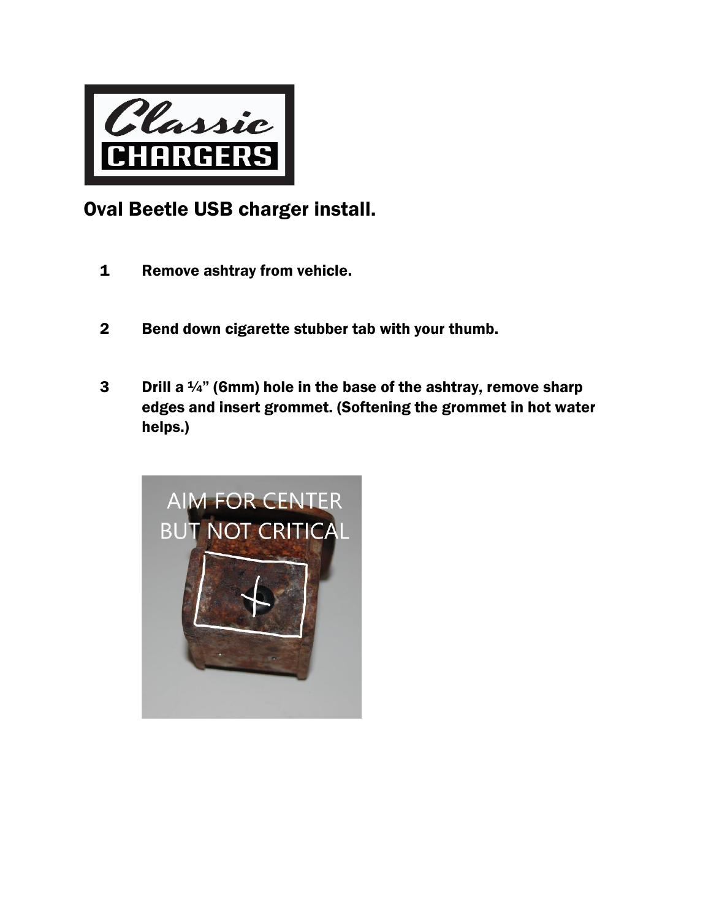# Oval Beetle USB charger install.

1. **Remove ashtray from vehicle.**

2. **Bend down cigarette stubber tab with your thumb.**

3. **Drill a ¼" (6mm) hole in the base of the ashtray, remove sharp edges and insert grommet. (Softening the grommet in hot water helps.)**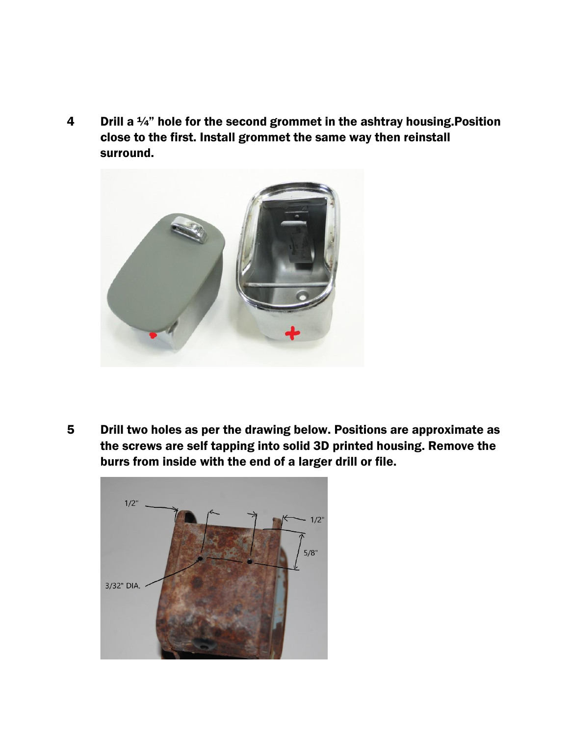4 **Drill a ¼" hole for the second grommet in the ashtray housing.Position close to the first. Install grommet the same way then reinstall surround.**

5 **Drill two holes as per the drawing below. Positions are approximate as the screws are self tapping into solid 3D printed housing. Remove the burrs from inside with the end of a larger drill or file.**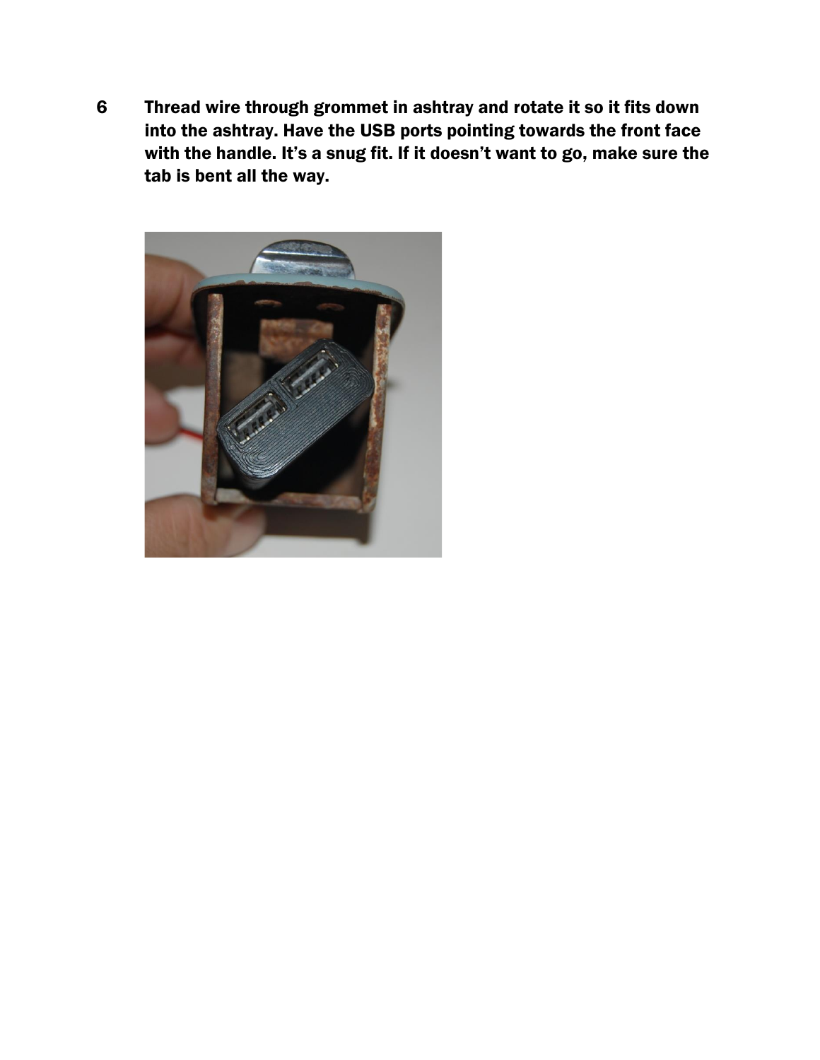6 Thread wire through grommet in ashtray and rotate it so it fits down into the ashtray. Have the USB ports pointing towards the front face with the handle. It's a snug fit. If it doesn't want to go, make sure the tab is bent all the way.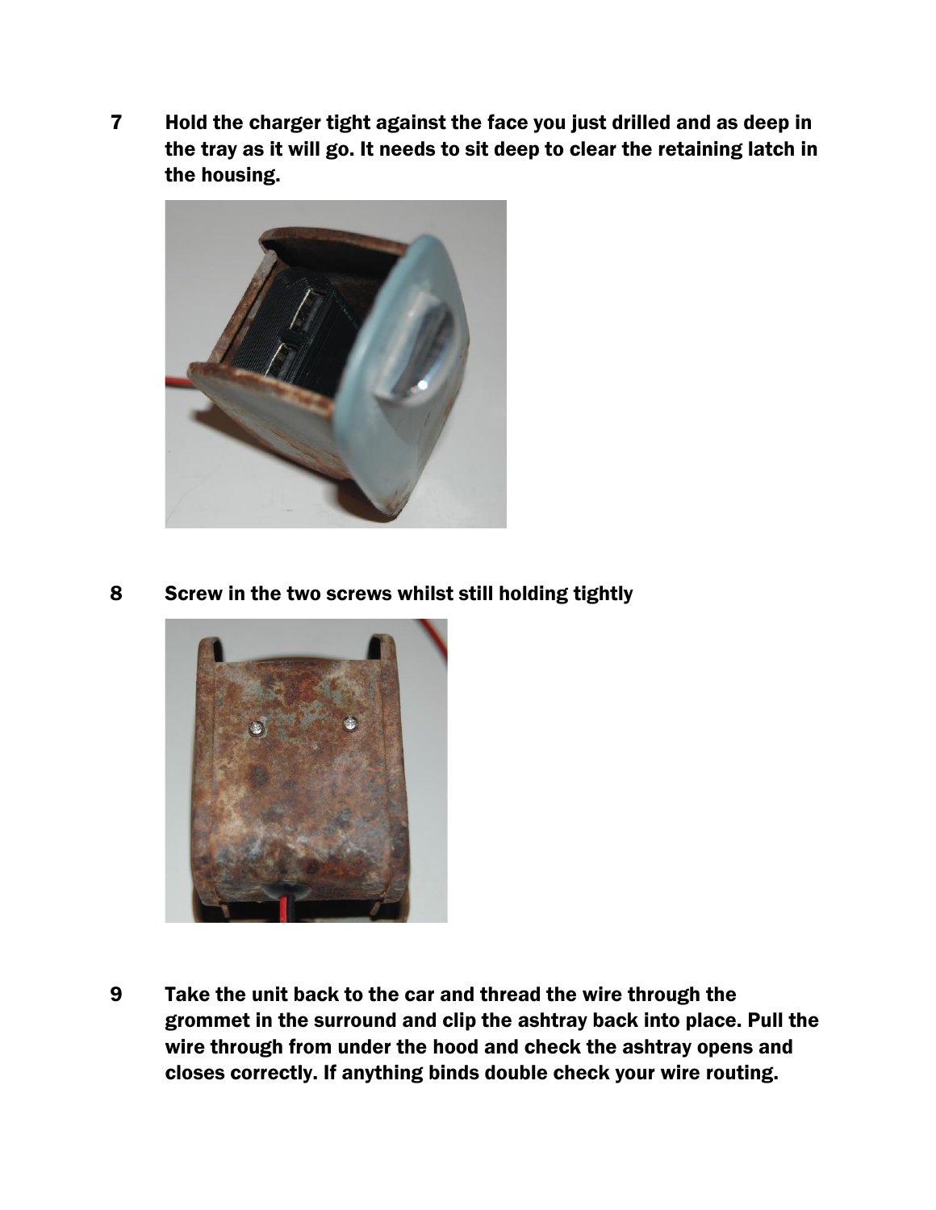7 **Hold the charger tight against the face you just drilled and as deep in the tray as it will go. It needs to sit deep to clear the retaining latch in the housing.**

8 **Screw in the two screws whilst still holding tightly**

9 **Take the unit back to the car and thread the wire through the grommet in the surround and clip the ashtray back into place. Pull the wire through from under the hood and check the ashtray opens and closes correctly. If anything binds double check your wire routing.**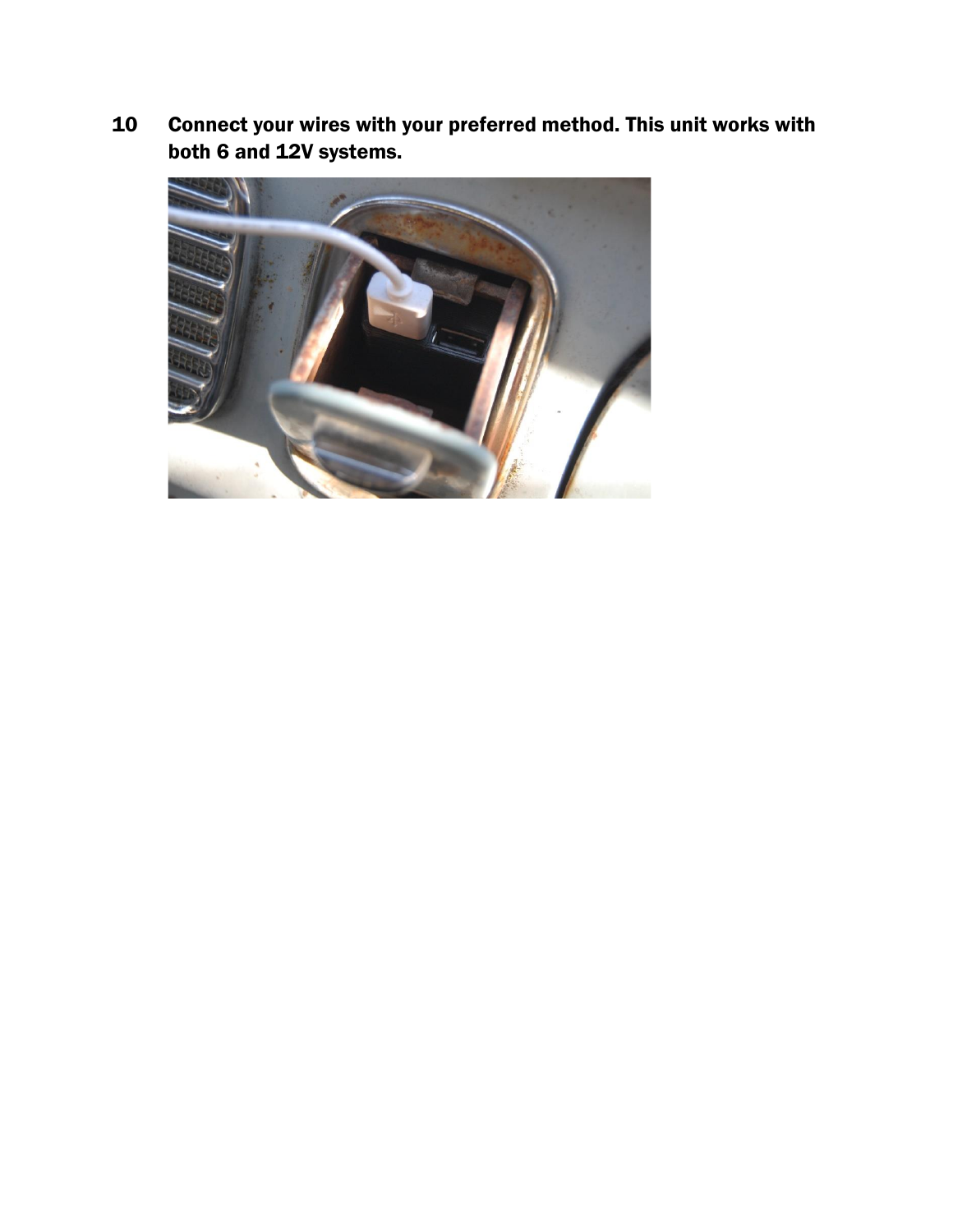10 Connect your wires with your preferred method. This unit works with both 6 and 12V systems.